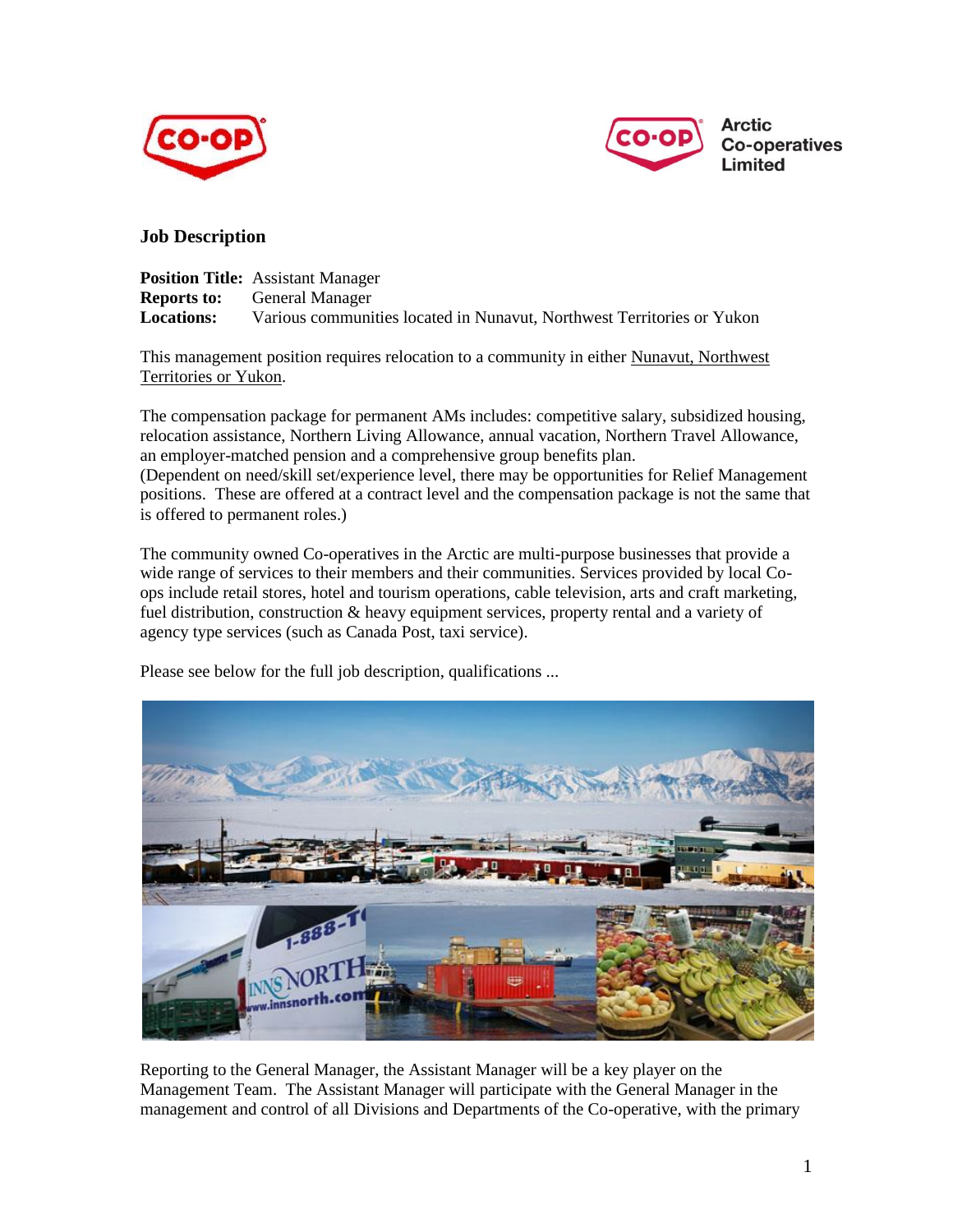Arctic Co-operatives Limited

## Job Description

**Position Title:** Assistant Manager
**Reports to:** General Manager
**Locations:** Various communities located in Nunavut, Northwest Territories or Yukon

This management position requires relocation to a community in either Nunavut, Northwest Territories or Yukon.

The compensation package for permanent AMs includes: competitive salary, subsidized housing, relocation assistance, Northern Living Allowance, annual vacation, Northern Travel Allowance, an employer-matched pension and a comprehensive group benefits plan.
(Dependent on need/skill set/experience level, there may be opportunities for Relief Management positions. These are offered at a contract level and the compensation package is not the same that is offered to permanent roles.)

The community owned Co-operatives in the Arctic are multi-purpose businesses that provide a wide range of services to their members and their communities. Services provided by local Co-ops include retail stores, hotel and tourism operations, cable television, arts and craft marketing, fuel distribution, construction & heavy equipment services, property rental and a variety of agency type services (such as Canada Post, taxi service).

Please see below for the full job description, qualifications ...

Reporting to the General Manager, the Assistant Manager will be a key player on the Management Team. The Assistant Manager will participate with the General Manager in the management and control of all Divisions and Departments of the Co-operative, with the primary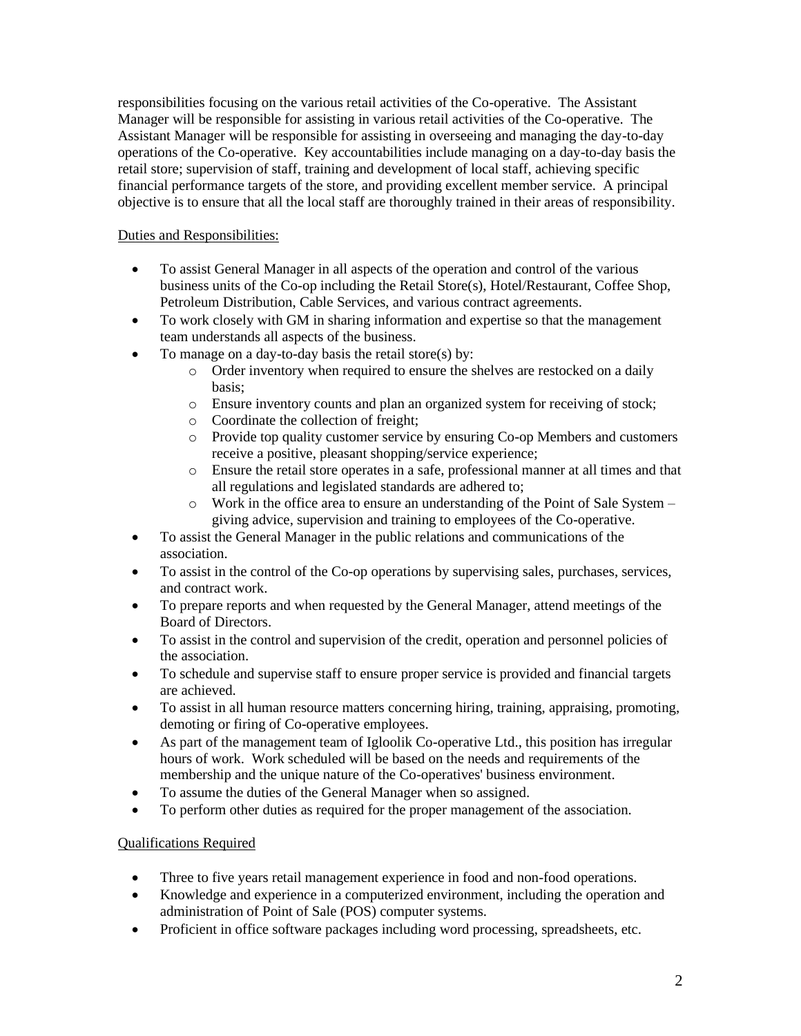responsibilities focusing on the various retail activities of the Co-operative. The Assistant Manager will be responsible for assisting in various retail activities of the Co-operative. The Assistant Manager will be responsible for assisting in overseeing and managing the day-to-day operations of the Co-operative. Key accountabilities include managing on a day-to-day basis the retail store; supervision of staff, training and development of local staff, achieving specific financial performance targets of the store, and providing excellent member service. A principal objective is to ensure that all the local staff are thoroughly trained in their areas of responsibility.

## Duties and Responsibilities:

- To assist General Manager in all aspects of the operation and control of the various business units of the Co-op including the Retail Store(s), Hotel/Restaurant, Coffee Shop, Petroleum Distribution, Cable Services, and various contract agreements.
- To work closely with GM in sharing information and expertise so that the management team understands all aspects of the business.
- To manage on a day-to-day basis the retail store(s) by:
  - Order inventory when required to ensure the shelves are restocked on a daily basis;
  - Ensure inventory counts and plan an organized system for receiving of stock;
  - Coordinate the collection of freight;
  - Provide top quality customer service by ensuring Co-op Members and customers receive a positive, pleasant shopping/service experience;
  - Ensure the retail store operates in a safe, professional manner at all times and that all regulations and legislated standards are adhered to;
  - Work in the office area to ensure an understanding of the Point of Sale System – giving advice, supervision and training to employees of the Co-operative.
- To assist the General Manager in the public relations and communications of the association.
- To assist in the control of the Co-op operations by supervising sales, purchases, services, and contract work.
- To prepare reports and when requested by the General Manager, attend meetings of the Board of Directors.
- To assist in the control and supervision of the credit, operation and personnel policies of the association.
- To schedule and supervise staff to ensure proper service is provided and financial targets are achieved.
- To assist in all human resource matters concerning hiring, training, appraising, promoting, demoting or firing of Co-operative employees.
- As part of the management team of Igloolik Co-operative Ltd., this position has irregular hours of work. Work scheduled will be based on the needs and requirements of the membership and the unique nature of the Co-operatives' business environment.
- To assume the duties of the General Manager when so assigned.
- To perform other duties as required for the proper management of the association.

## Qualifications Required

- Three to five years retail management experience in food and non-food operations.
- Knowledge and experience in a computerized environment, including the operation and administration of Point of Sale (POS) computer systems.
- Proficient in office software packages including word processing, spreadsheets, etc.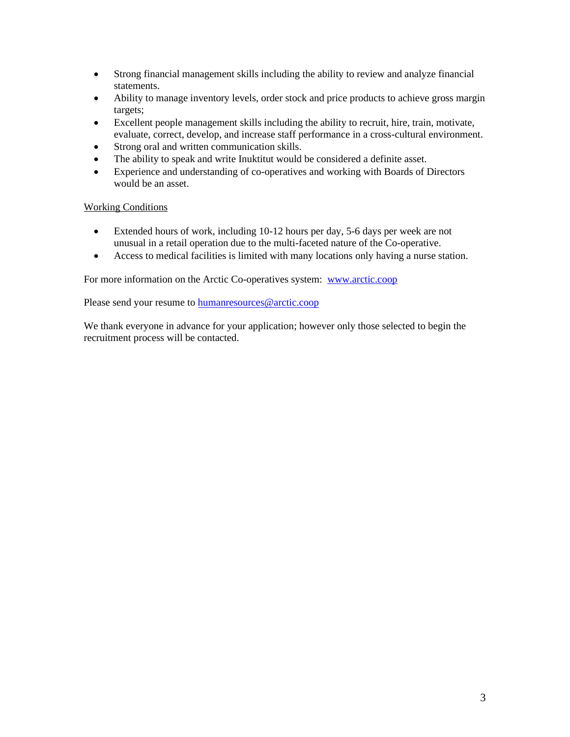- Strong financial management skills including the ability to review and analyze financial statements.
- Ability to manage inventory levels, order stock and price products to achieve gross margin targets;
- Excellent people management skills including the ability to recruit, hire, train, motivate, evaluate, correct, develop, and increase staff performance in a cross-cultural environment.
- Strong oral and written communication skills.
- The ability to speak and write Inuktitut would be considered a definite asset.
- Experience and understanding of co-operatives and working with Boards of Directors would be an asset.

<u>Working Conditions</u>

- Extended hours of work, including 10-12 hours per day, 5-6 days per week are not unusual in a retail operation due to the multi-faceted nature of the Co-operative.
- Access to medical facilities is limited with many locations only having a nurse station.

For more information on the Arctic Co-operatives system: [www.arctic.coop](http://www.arctic.coop)

Please send your resume to [humanresources@arctic.coop](mailto:humanresources@arctic.coop)

We thank everyone in advance for your application; however only those selected to begin the recruitment process will be contacted.